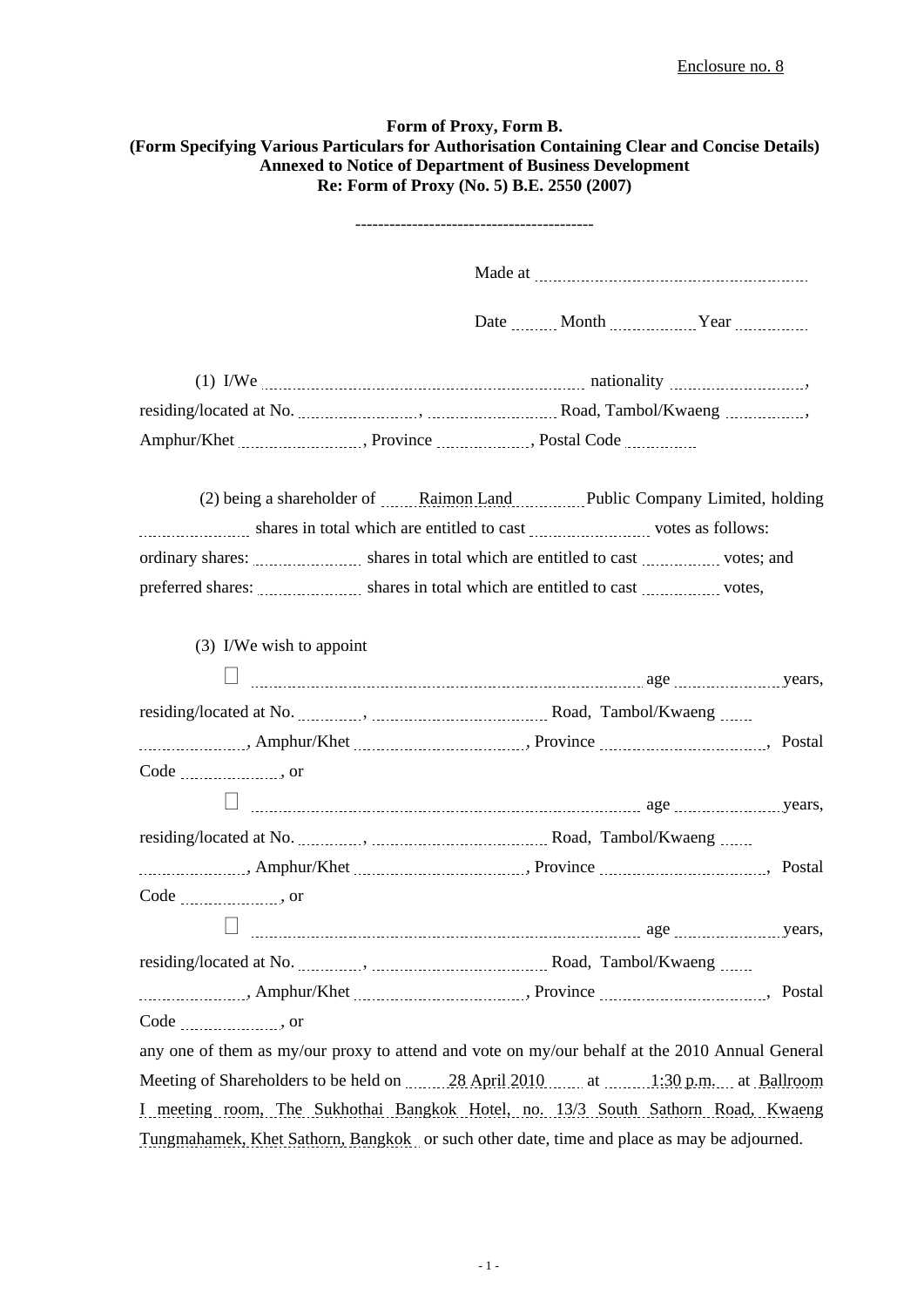Enclosure no. 8

**Form of Proxy, Form B.**
**(Form Specifying Various Particulars for Authorisation Containing Clear and Concise Details)**
**Annexed to Notice of Department of Business Development**
**Re: Form of Proxy (No. 5) B.E. 2550 (2007)**

-----------------------------------------

Made at ..............................................................

Date ........ Month .................. Year ...............

(1) I/We .............................................................................. nationality ..............................., residing/located at No. .........................., ............................ Road, Tambol/Kwaeng ................., Amphur/Khet ........................., Province ....................., Postal Code ...............

(2) being a shareholder of ......Raimon Land.............. Public Company Limited, holding ........................ shares in total which are entitled to cast ........................ votes as follows:
ordinary shares: ........................ shares in total which are entitled to cast ................ votes; and
preferred shares: ........................ shares in total which are entitled to cast ................ votes,

(3) I/We wish to appoint

☐ ............................................................................................. age ........................ years, residing/located at No. ............., ...................................... Road, Tambol/Kwaeng ....... ........................, Amphur/Khet ....................................., Province ...................................., Postal Code ......................, or

☐ ............................................................................................. age ........................ years, residing/located at No. ............., ...................................... Road, Tambol/Kwaeng ....... ........................, Amphur/Khet ....................................., Province ...................................., Postal Code ......................, or

☐ ............................................................................................. age ........................ years, residing/located at No. ............., ...................................... Road, Tambol/Kwaeng ....... ........................, Amphur/Khet ....................................., Province ...................................., Postal Code ......................, or

any one of them as my/our proxy to attend and vote on my/our behalf at the 2010 Annual General Meeting of Shareholders to be held on ......28 April 2010...... at ......1:30 p.m.... at Ballroom I meeting room, The Sukhothai Bangkok Hotel, no. 13/3 South Sathorn Road, Kwaeng Tungmahamek, Khet Sathorn, Bangkok or such other date, time and place as may be adjourned.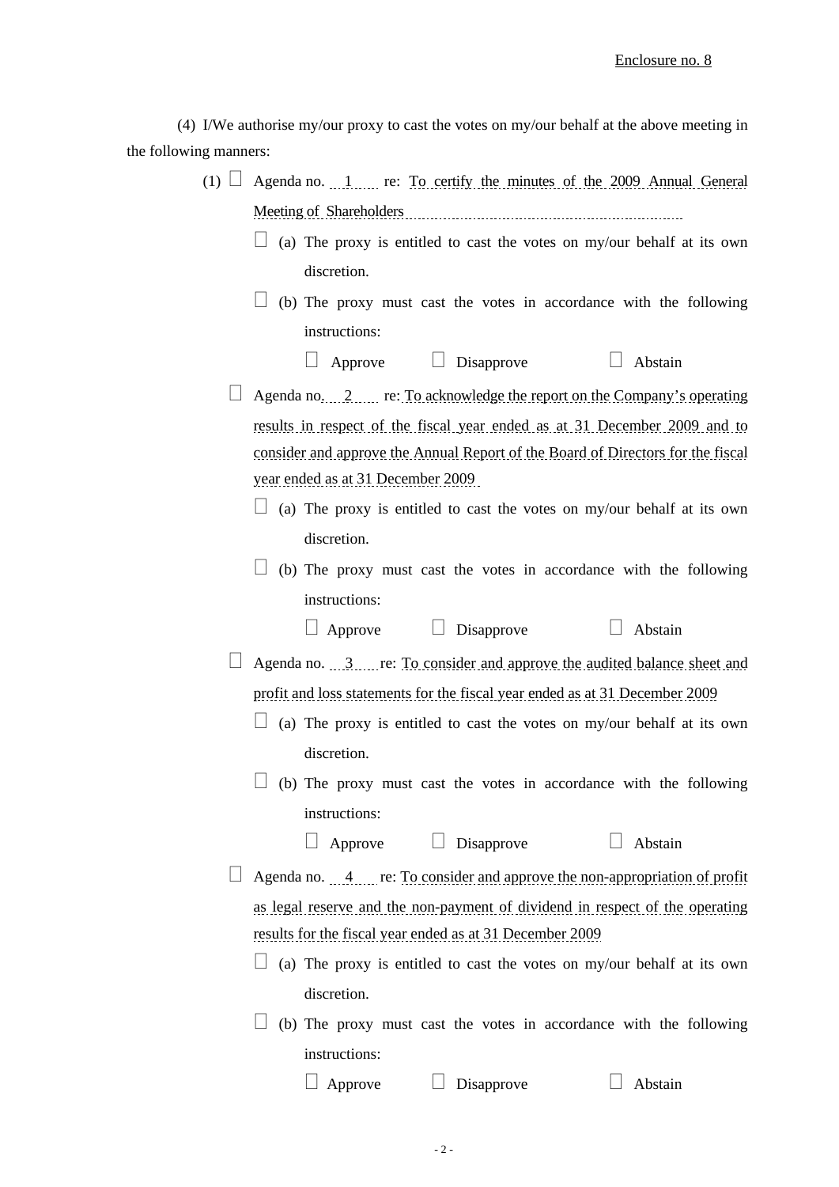Enclosure no. 8

(4) I/We authorise my/our proxy to cast the votes on my/our behalf at the above meeting in the following manners:

(1) ☐ Agenda no. 1 re: To certify the minutes of the 2009 Annual General Meeting of Shareholders

☐ (a) The proxy is entitled to cast the votes on my/our behalf at its own discretion.

☐ (b) The proxy must cast the votes in accordance with the following instructions:

☐ Approve ☐ Disapprove ☐ Abstain

☐ Agenda no. 2 re: To acknowledge the report on the Company's operating results in respect of the fiscal year ended as at 31 December 2009 and to consider and approve the Annual Report of the Board of Directors for the fiscal year ended as at 31 December 2009

☐ (a) The proxy is entitled to cast the votes on my/our behalf at its own discretion.

☐ (b) The proxy must cast the votes in accordance with the following instructions:

☐ Approve ☐ Disapprove ☐ Abstain

☐ Agenda no. 3 re: To consider and approve the audited balance sheet and profit and loss statements for the fiscal year ended as at 31 December 2009

☐ (a) The proxy is entitled to cast the votes on my/our behalf at its own discretion.

☐ (b) The proxy must cast the votes in accordance with the following instructions:

☐ Approve ☐ Disapprove ☐ Abstain

☐ Agenda no. 4 re: To consider and approve the non-appropriation of profit as legal reserve and the non-payment of dividend in respect of the operating results for the fiscal year ended as at 31 December 2009

☐ (a) The proxy is entitled to cast the votes on my/our behalf at its own discretion.

☐ (b) The proxy must cast the votes in accordance with the following instructions:

☐ Approve ☐ Disapprove ☐ Abstain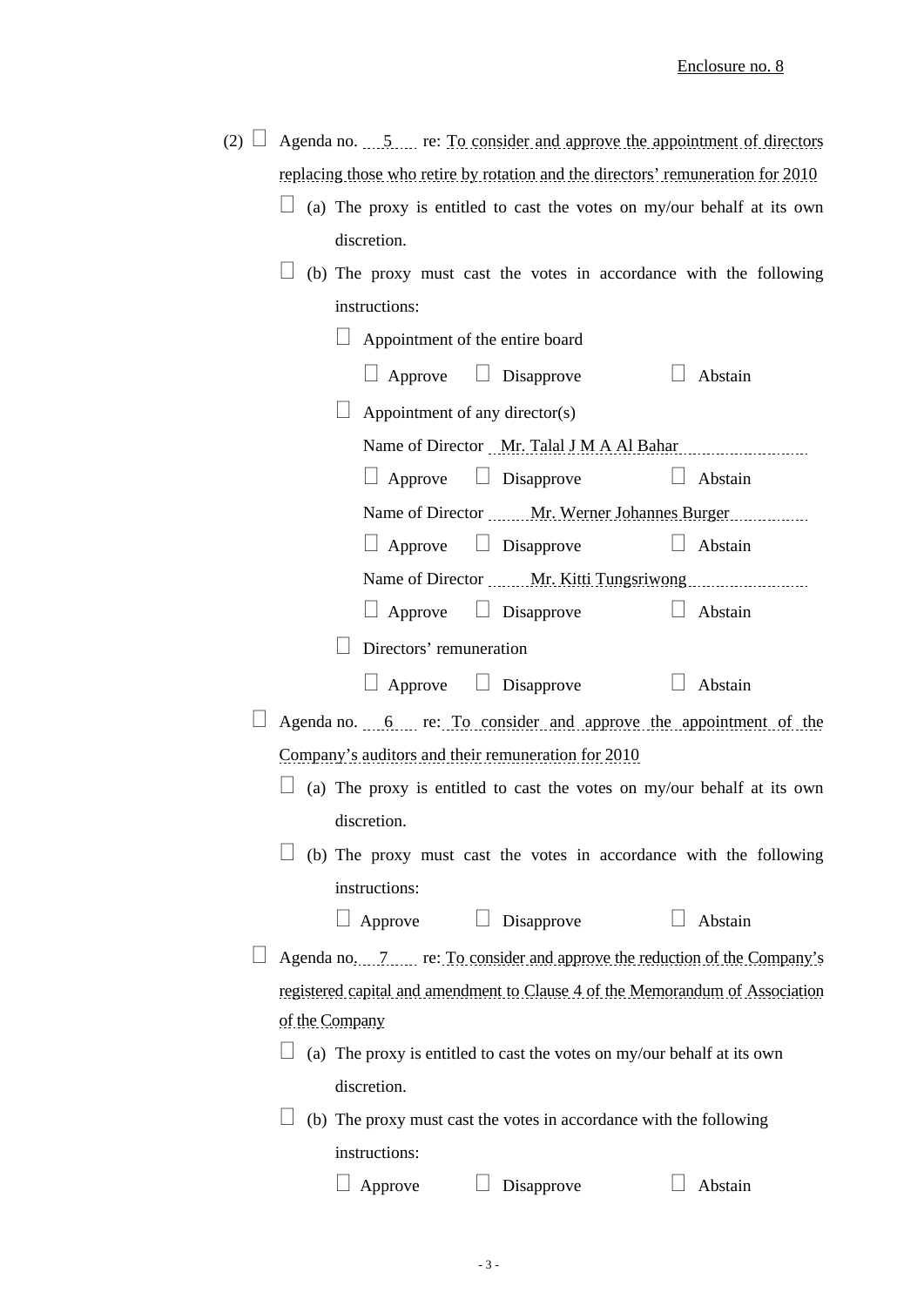Enclosure no. 8

(2) ☐ Agenda no. 5 re: To consider and approve the appointment of directors replacing those who retire by rotation and the directors' remuneration for 2010

☐ (a) The proxy is entitled to cast the votes on my/our behalf at its own discretion.

☐ (b) The proxy must cast the votes in accordance with the following instructions:

☐ Appointment of the entire board

☐ Approve ☐ Disapprove ☐ Abstain

☐ Appointment of any director(s)

Name of Director Mr. Talal J M A Al Bahar

☐ Approve ☐ Disapprove ☐ Abstain

Name of Director Mr. Werner Johannes Burger

☐ Approve ☐ Disapprove ☐ Abstain

Name of Director Mr. Kitti Tungsriwong

☐ Approve ☐ Disapprove ☐ Abstain

☐ Directors' remuneration

☐ Approve ☐ Disapprove ☐ Abstain

☐ Agenda no. 6 re: To consider and approve the appointment of the Company's auditors and their remuneration for 2010

☐ (a) The proxy is entitled to cast the votes on my/our behalf at its own discretion.

☐ (b) The proxy must cast the votes in accordance with the following instructions:

☐ Approve ☐ Disapprove ☐ Abstain

☐ Agenda no. 7 re: To consider and approve the reduction of the Company's registered capital and amendment to Clause 4 of the Memorandum of Association of the Company

☐ (a) The proxy is entitled to cast the votes on my/our behalf at its own discretion.

☐ (b) The proxy must cast the votes in accordance with the following instructions:

☐ Approve ☐ Disapprove ☐ Abstain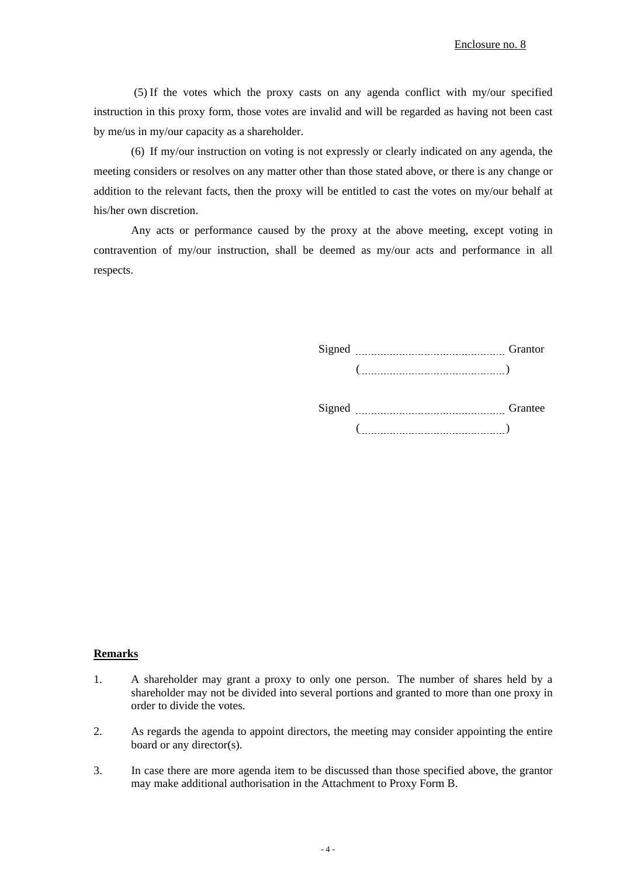Enclosure no. 8

(5) If the votes which the proxy casts on any agenda conflict with my/our specified instruction in this proxy form, those votes are invalid and will be regarded as having not been cast by me/us in my/our capacity as a shareholder.

(6) If my/our instruction on voting is not expressly or clearly indicated on any agenda, the meeting considers or resolves on any matter other than those stated above, or there is any change or addition to the relevant facts, then the proxy will be entitled to cast the votes on my/our behalf at his/her own discretion.

Any acts or performance caused by the proxy at the above meeting, except voting in contravention of my/our instruction, shall be deemed as my/our acts and performance in all respects.

Signed .................................................. Grantor
(..................................................)

Signed .................................................. Grantee
(..................................................)

**Remarks**

1. A shareholder may grant a proxy to only one person. The number of shares held by a shareholder may not be divided into several portions and granted to more than one proxy in order to divide the votes.
2. As regards the agenda to appoint directors, the meeting may consider appointing the entire board or any director(s).
3. In case there are more agenda item to be discussed than those specified above, the grantor may make additional authorisation in the Attachment to Proxy Form B.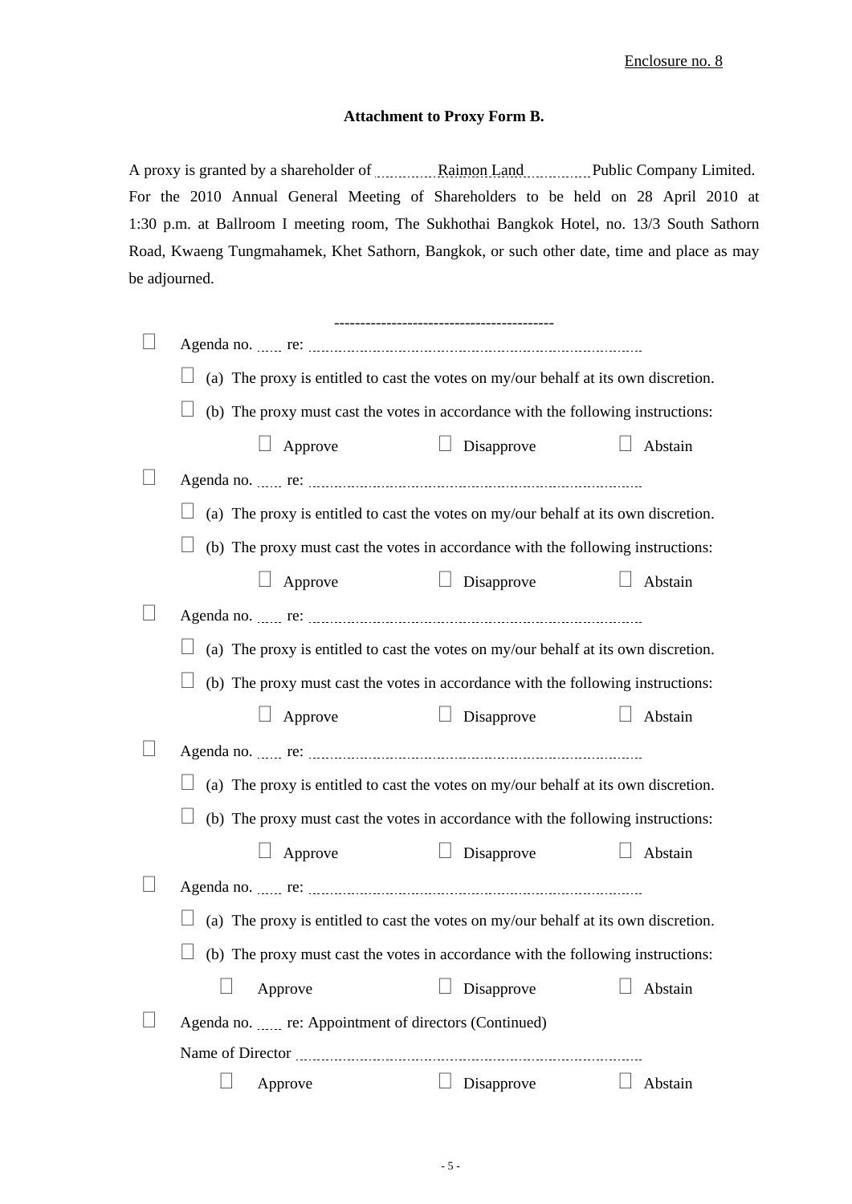Enclosure no. 8

### Attachment to Proxy Form B.

A proxy is granted by a shareholder of ............Raimon Land............ Public Company Limited. For the 2010 Annual General Meeting of Shareholders to be held on 28 April 2010 at 1:30 p.m. at Ballroom I meeting room, The Sukhothai Bangkok Hotel, no. 13/3 South Sathorn Road, Kwaeng Tungmahamek, Khet Sathorn, Bangkok, or such other date, time and place as may be adjourned.

-----------------------------------------

☐ Agenda no. ...... re: ....................................................................................

- ☐ (a) The proxy is entitled to cast the votes on my/our behalf at its own discretion.
- ☐ (b) The proxy must cast the votes in accordance with the following instructions:

  ☐ Approve ☐ Disapprove ☐ Abstain

☐ Agenda no. ...... re: ....................................................................................

- ☐ (a) The proxy is entitled to cast the votes on my/our behalf at its own discretion.
- ☐ (b) The proxy must cast the votes in accordance with the following instructions:

  ☐ Approve ☐ Disapprove ☐ Abstain

☐ Agenda no. ...... re: ....................................................................................

- ☐ (a) The proxy is entitled to cast the votes on my/our behalf at its own discretion.
- ☐ (b) The proxy must cast the votes in accordance with the following instructions:

  ☐ Approve ☐ Disapprove ☐ Abstain

☐ Agenda no. ...... re: ....................................................................................

- ☐ (a) The proxy is entitled to cast the votes on my/our behalf at its own discretion.
- ☐ (b) The proxy must cast the votes in accordance with the following instructions:

  ☐ Approve ☐ Disapprove ☐ Abstain

☐ Agenda no. ...... re: ....................................................................................

- ☐ (a) The proxy is entitled to cast the votes on my/our behalf at its own discretion.
- ☐ (b) The proxy must cast the votes in accordance with the following instructions:

  ☐ Approve ☐ Disapprove ☐ Abstain

☐ Agenda no. ...... re: Appointment of directors (Continued)

Name of Director ....................................................................................

  ☐ Approve ☐ Disapprove ☐ Abstain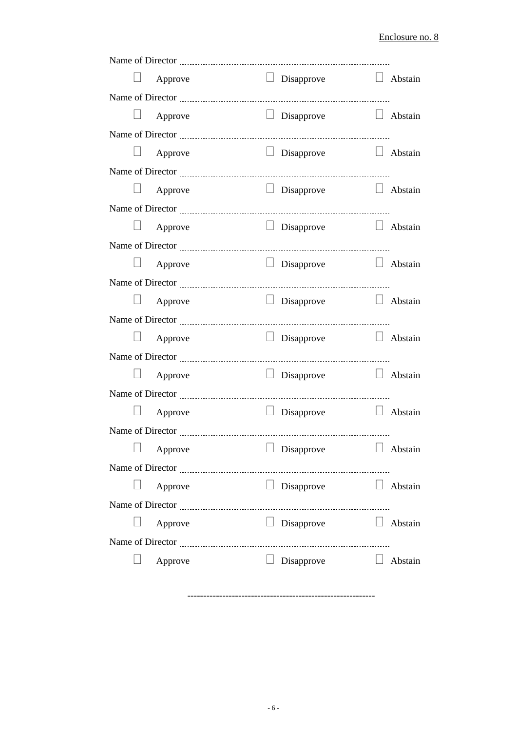Enclosure no. 8

Name of Director ..........................................................................

☐ Approve ☐ Disapprove ☐ Abstain

Name of Director ..........................................................................

☐ Approve ☐ Disapprove ☐ Abstain

Name of Director ..........................................................................

☐ Approve ☐ Disapprove ☐ Abstain

Name of Director ..........................................................................

☐ Approve ☐ Disapprove ☐ Abstain

Name of Director ..........................................................................

☐ Approve ☐ Disapprove ☐ Abstain

Name of Director ..........................................................................

☐ Approve ☐ Disapprove ☐ Abstain

Name of Director ..........................................................................

☐ Approve ☐ Disapprove ☐ Abstain

Name of Director ..........................................................................

☐ Approve ☐ Disapprove ☐ Abstain

Name of Director ..........................................................................

☐ Approve ☐ Disapprove ☐ Abstain

Name of Director ..........................................................................

☐ Approve ☐ Disapprove ☐ Abstain

Name of Director ..........................................................................

☐ Approve ☐ Disapprove ☐ Abstain

Name of Director ..........................................................................

☐ Approve ☐ Disapprove ☐ Abstain

Name of Director ..........................................................................

☐ Approve ☐ Disapprove ☐ Abstain

Name of Director ..........................................................................

☐ Approve ☐ Disapprove ☐ Abstain

---------------------------------------------------------